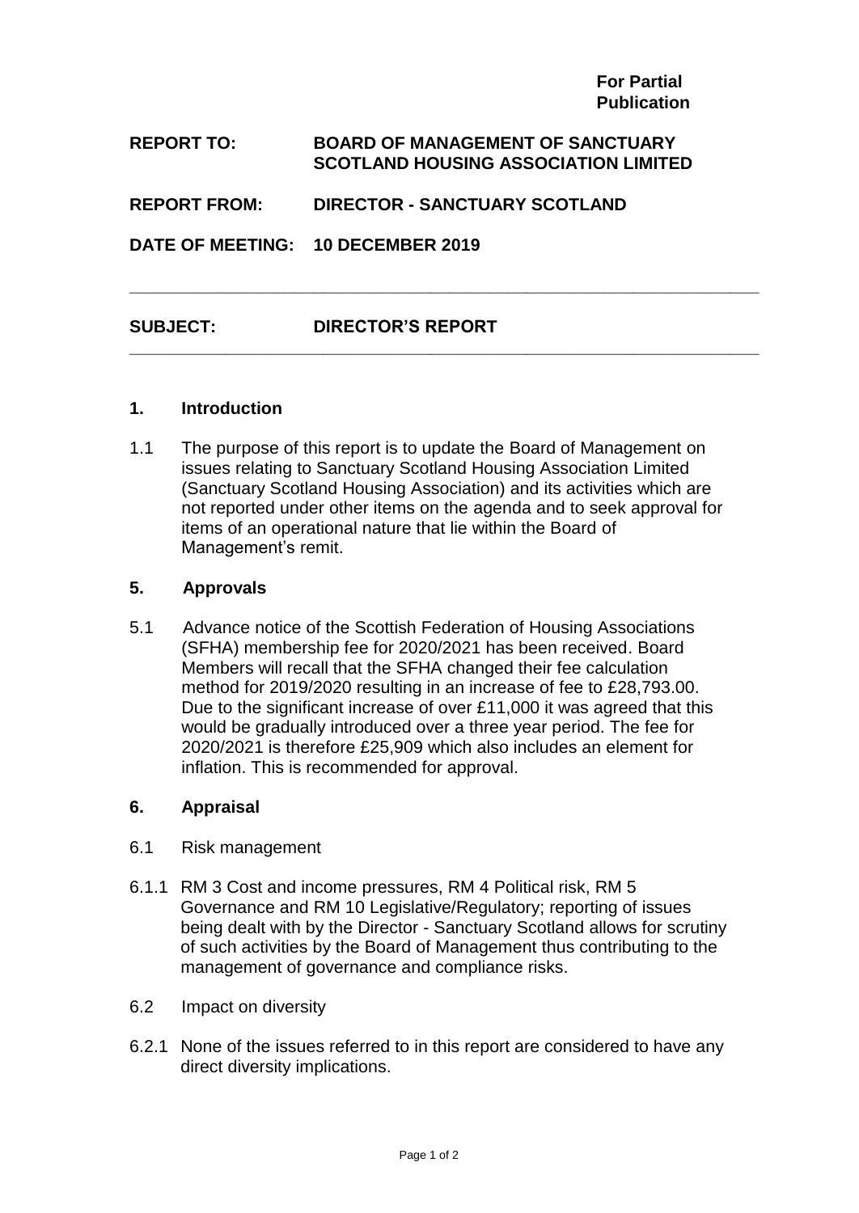**For Partial Publication**

**REPORT TO:** **BOARD OF MANAGEMENT OF SANCTUARY SCOTLAND HOUSING ASSOCIATION LIMITED**

**REPORT FROM:** **DIRECTOR - SANCTUARY SCOTLAND**

**DATE OF MEETING:** **10 DECEMBER 2019**

---

**SUBJECT:** **DIRECTOR'S REPORT**

---

## 1. Introduction

1.1 The purpose of this report is to update the Board of Management on issues relating to Sanctuary Scotland Housing Association Limited (Sanctuary Scotland Housing Association) and its activities which are not reported under other items on the agenda and to seek approval for items of an operational nature that lie within the Board of Management's remit.

## 5. Approvals

5.1 Advance notice of the Scottish Federation of Housing Associations (SFHA) membership fee for 2020/2021 has been received. Board Members will recall that the SFHA changed their fee calculation method for 2019/2020 resulting in an increase of fee to £28,793.00. Due to the significant increase of over £11,000 it was agreed that this would be gradually introduced over a three year period. The fee for 2020/2021 is therefore £25,909 which also includes an element for inflation. This is recommended for approval.

## 6. Appraisal

6.1 Risk management

6.1.1 RM 3 Cost and income pressures, RM 4 Political risk, RM 5 Governance and RM 10 Legislative/Regulatory; reporting of issues being dealt with by the Director - Sanctuary Scotland allows for scrutiny of such activities by the Board of Management thus contributing to the management of governance and compliance risks.

6.2 Impact on diversity

6.2.1 None of the issues referred to in this report are considered to have any direct diversity implications.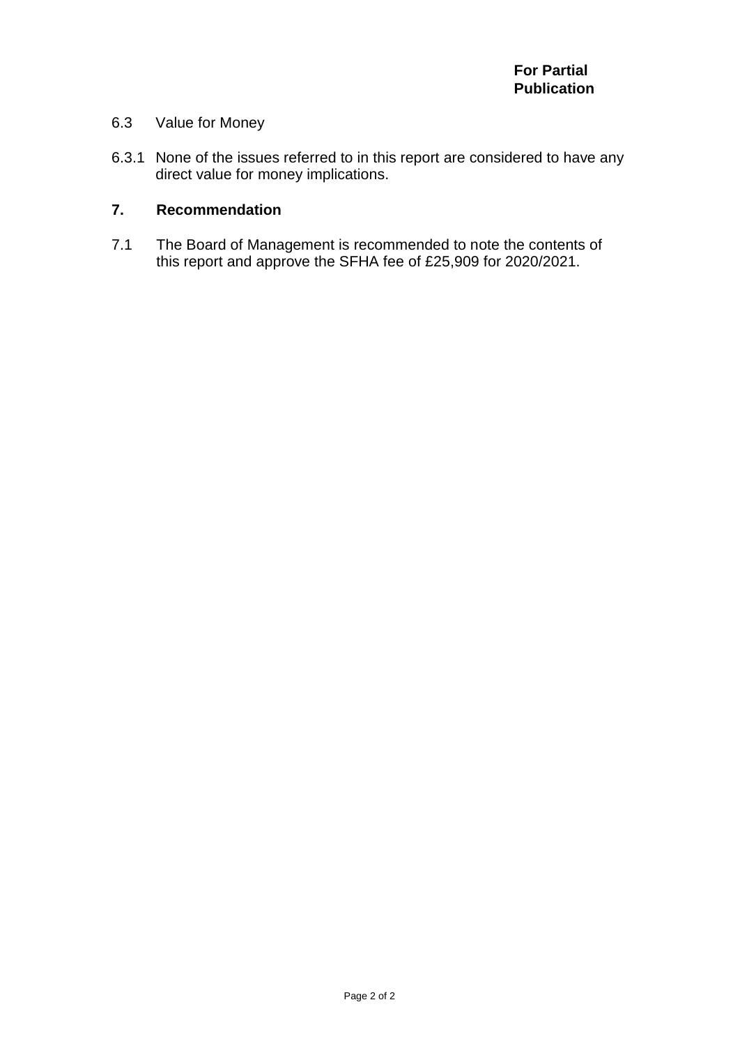**For Partial Publication**

6.3 Value for Money

6.3.1 None of the issues referred to in this report are considered to have any direct value for money implications.

## 7. Recommendation

7.1 The Board of Management is recommended to note the contents of this report and approve the SFHA fee of £25,909 for 2020/2021.